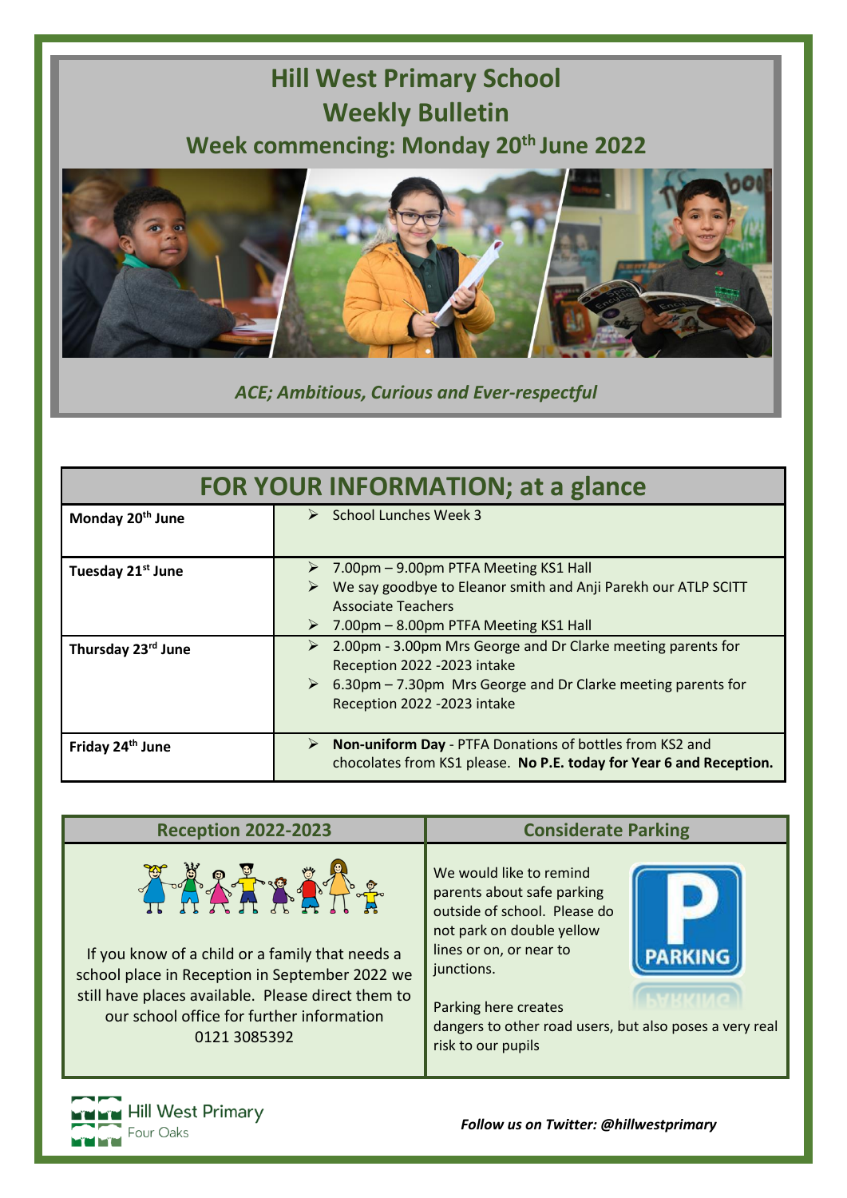# Hill West Primary School

# Weekly Bulletin

## Week commencing: Monday 20th June 2022

*ACE; Ambitious, Curious and Ever-respectful*

## FOR YOUR INFORMATION; at a glance

| Day | Information |
|---|---|
| **Monday 20th June** | ➢ School Lunches Week 3 |
| **Tuesday 21st June** | ➢ 7.00pm – 9.00pm PTFA Meeting KS1 Hall<br>➢ We say goodbye to Eleanor smith and Anji Parekh our ATLP SCITT Associate Teachers<br>➢ 7.00pm – 8.00pm PTFA Meeting KS1 Hall |
| **Thursday 23rd June** | ➢ 2.00pm - 3.00pm Mrs George and Dr Clarke meeting parents for Reception 2022 -2023 intake<br>➢ 6.30pm – 7.30pm Mrs George and Dr Clarke meeting parents for Reception 2022 -2023 intake |
| **Friday 24th June** | ➢ **Non-uniform Day** - PTFA Donations of bottles from KS2 and chocolates from KS1 please. **No P.E. today for Year 6 and Reception.** |

## Reception 2022-2023

If you know of a child or a family that needs a school place in Reception in September 2022 we still have places available. Please direct them to our school office for further information 0121 3085392

## Considerate Parking

We would like to remind parents about safe parking outside of school. Please do not park on double yellow lines or on, or near to junctions.

Parking here creates dangers to other road users, but also poses a very real risk to our pupils

Hill West Primary
Four Oaks

***Follow us on Twitter: @hillwestprimary***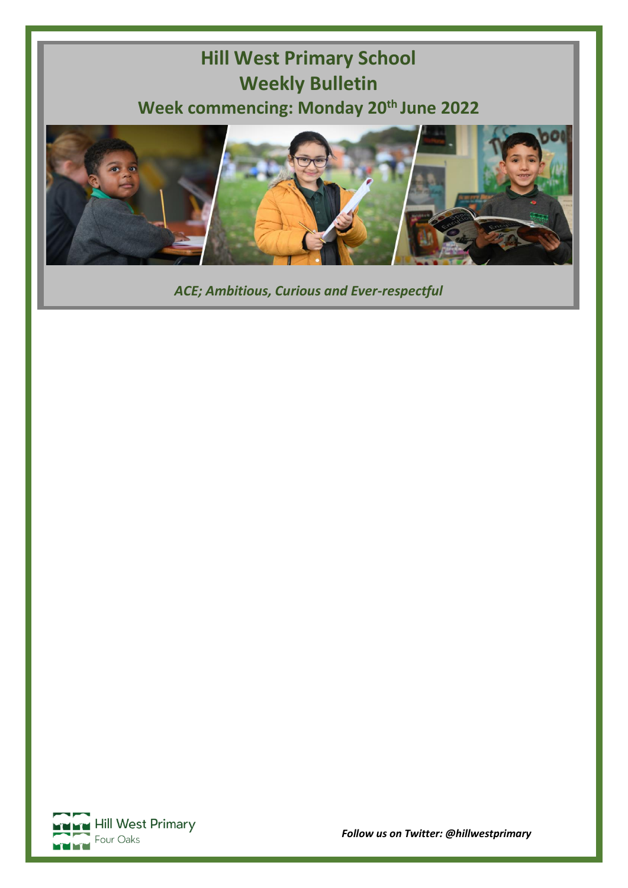# Hill West Primary School
## Weekly Bulletin
### Week commencing: Monday 20th June 2022

*ACE; Ambitious, Curious and Ever-respectful*

Hill West Primary
Four Oaks

***Follow us on Twitter: @hillwestprimary***